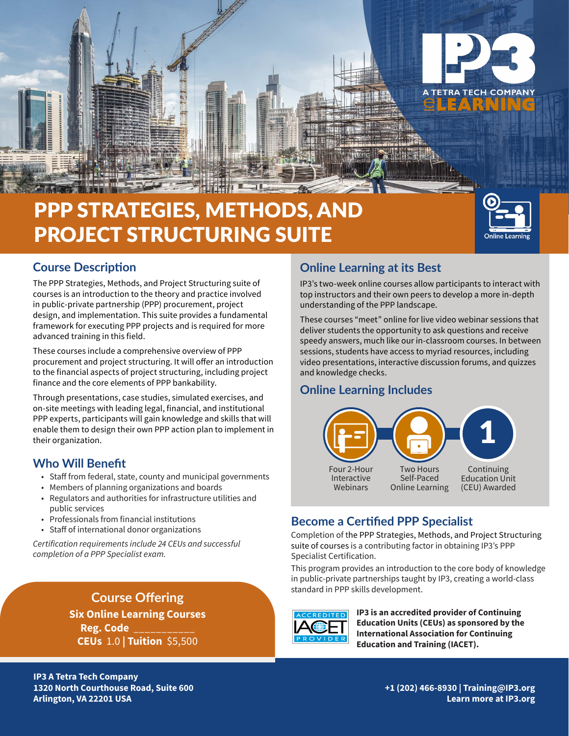IP3

A TETRA TECH COMPANY

eLEARNING

# PPP STRATEGIES, METHODS, AND PROJECT STRUCTURING SUITE

Online Learning

## Course Description

The PPP Strategies, Methods, and Project Structuring suite of courses is an introduction to the theory and practice involved in public-private partnership (PPP) procurement, project design, and implementation. This suite provides a fundamental framework for executing PPP projects and is required for more advanced training in this field.

These courses include a comprehensive overview of PPP procurement and project structuring. It will offer an introduction to the financial aspects of project structuring, including project finance and the core elements of PPP bankability.

Through presentations, case studies, simulated exercises, and on-site meetings with leading legal, financial, and institutional PPP experts, participants will gain knowledge and skills that will enable them to design their own PPP action plan to implement in their organization.

## Who Will Benefit

- Staff from federal, state, county and municipal governments
- Members of planning organizations and boards
- Regulators and authorities for infrastructure utilities and public services
- Professionals from financial institutions
- Staff of international donor organizations

*Certification requirements include 24 CEUs and successful completion of a PPP Specialist exam.*

## Course Offering

**Six Online Learning Courses**

**Reg. Code** ___________

**CEUs** 1.0 | **Tuition** $5,500

## Online Learning at its Best

IP3's two-week online courses allow participants to interact with top instructors and their own peers to develop a more in-depth understanding of the PPP landscape.

These courses "meet" online for live video webinar sessions that deliver students the opportunity to ask questions and receive speedy answers, much like our in-classroom courses. In between sessions, students have access to myriad resources, including video presentations, interactive discussion forums, and quizzes and knowledge checks.

## Online Learning Includes

- Four 2-Hour Interactive Webinars
- Two Hours Self-Paced Online Learning
- 1 Continuing Education Unit (CEU) Awarded

## Become a Certified PPP Specialist

Completion of the PPP Strategies, Methods, and Project Structuring suite of courses is a contributing factor in obtaining IP3's PPP Specialist Certification.

This program provides an introduction to the core body of knowledge in public-private partnerships taught by IP3, creating a world-class standard in PPP skills development.

ACCREDITED IACET PROVIDER

**IP3 is an accredited provider of Continuing Education Units (CEUs) as sponsored by the International Association for Continuing Education and Training (IACET).**

**IP3 A Tetra Tech Company**
**1320 North Courthouse Road, Suite 600**
**Arlington, VA 22201 USA**

**+1 (202) 466-8930 | Training@IP3.org**
**Learn more at IP3.org**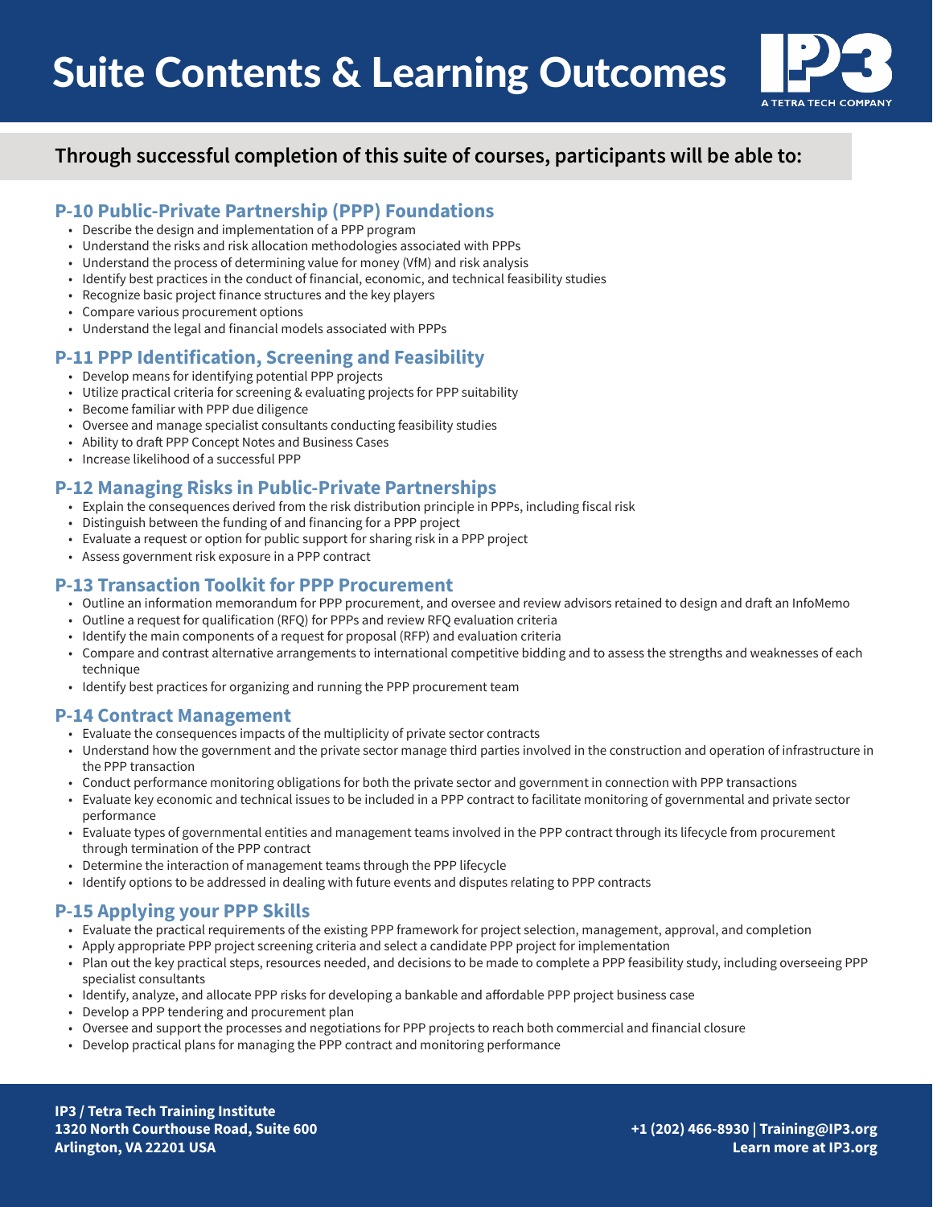# Suite Contents & Learning Outcomes

IP3 A TETRA TECH COMPANY

## Through successful completion of this suite of courses, participants will be able to:

### P-10 Public-Private Partnership (PPP) Foundations

- Describe the design and implementation of a PPP program
- Understand the risks and risk allocation methodologies associated with PPPs
- Understand the process of determining value for money (VfM) and risk analysis
- Identify best practices in the conduct of financial, economic, and technical feasibility studies
- Recognize basic project finance structures and the key players
- Compare various procurement options
- Understand the legal and financial models associated with PPPs

### P-11 PPP Identification, Screening and Feasibility

- Develop means for identifying potential PPP projects
- Utilize practical criteria for screening & evaluating projects for PPP suitability
- Become familiar with PPP due diligence
- Oversee and manage specialist consultants conducting feasibility studies
- Ability to draft PPP Concept Notes and Business Cases
- Increase likelihood of a successful PPP

### P-12 Managing Risks in Public-Private Partnerships

- Explain the consequences derived from the risk distribution principle in PPPs, including fiscal risk
- Distinguish between the funding of and financing for a PPP project
- Evaluate a request or option for public support for sharing risk in a PPP project
- Assess government risk exposure in a PPP contract

### P-13 Transaction Toolkit for PPP Procurement

- Outline an information memorandum for PPP procurement, and oversee and review advisors retained to design and draft an InfoMemo
- Outline a request for qualification (RFQ) for PPPs and review RFQ evaluation criteria
- Identify the main components of a request for proposal (RFP) and evaluation criteria
- Compare and contrast alternative arrangements to international competitive bidding and to assess the strengths and weaknesses of each technique
- Identify best practices for organizing and running the PPP procurement team

### P-14 Contract Management

- Evaluate the consequences impacts of the multiplicity of private sector contracts
- Understand how the government and the private sector manage third parties involved in the construction and operation of infrastructure in the PPP transaction
- Conduct performance monitoring obligations for both the private sector and government in connection with PPP transactions
- Evaluate key economic and technical issues to be included in a PPP contract to facilitate monitoring of governmental and private sector performance
- Evaluate types of governmental entities and management teams involved in the PPP contract through its lifecycle from procurement through termination of the PPP contract
- Determine the interaction of management teams through the PPP lifecycle
- Identify options to be addressed in dealing with future events and disputes relating to PPP contracts

### P-15 Applying your PPP Skills

- Evaluate the practical requirements of the existing PPP framework for project selection, management, approval, and completion
- Apply appropriate PPP project screening criteria and select a candidate PPP project for implementation
- Plan out the key practical steps, resources needed, and decisions to be made to complete a PPP feasibility study, including overseeing PPP specialist consultants
- Identify, analyze, and allocate PPP risks for developing a bankable and affordable PPP project business case
- Develop a PPP tendering and procurement plan
- Oversee and support the processes and negotiations for PPP projects to reach both commercial and financial closure
- Develop practical plans for managing the PPP contract and monitoring performance

**IP3 / Tetra Tech Training Institute**
**1320 North Courthouse Road, Suite 600**
**Arlington, VA 22201 USA**

**+1 (202) 466-8930 | Training@IP3.org**
**Learn more at IP3.org**